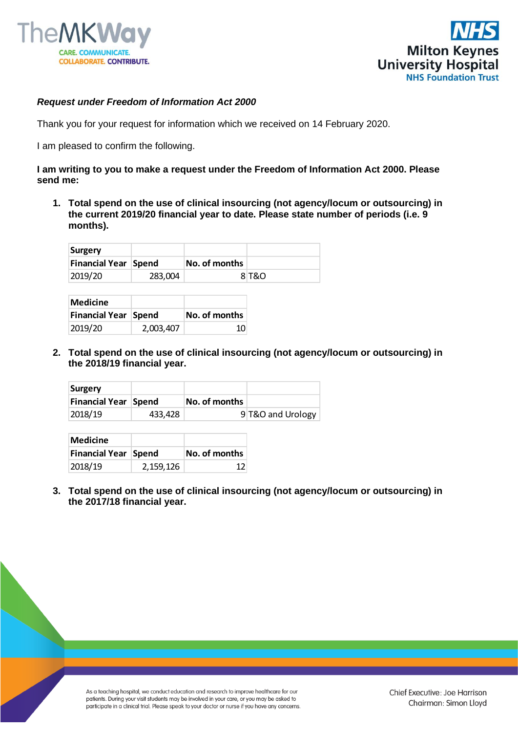***Request under Freedom of Information Act 2000***

Thank you for your request for information which we received on 14 February 2020.

I am pleased to confirm the following.

**I am writing to you to make a request under the Freedom of Information Act 2000. Please send me:**

1. **Total spend on the use of clinical insourcing (not agency/locum or outsourcing) in the current 2019/20 financial year to date. Please state number of periods (i.e. 9 months).**

| **Surgery** | | | |
|---|---|---|---|
| **Financial Year** | **Spend** | **No. of months** | |
| 2019/20 | 283,004 | 8 | T&O |

| **Medicine** | | |
|---|---|---|
| **Financial Year** | **Spend** | **No. of months** |
| 2019/20 | 2,003,407 | 10 |

2. **Total spend on the use of clinical insourcing (not agency/locum or outsourcing) in the 2018/19 financial year.**

| **Surgery** | | | |
|---|---|---|---|
| **Financial Year** | **Spend** | **No. of months** | |
| 2018/19 | 433,428 | 9 | T&O and Urology |

| **Medicine** | | |
|---|---|---|
| **Financial Year** | **Spend** | **No. of months** |
| 2018/19 | 2,159,126 | 12 |

3. **Total spend on the use of clinical insourcing (not agency/locum or outsourcing) in the 2017/18 financial year.**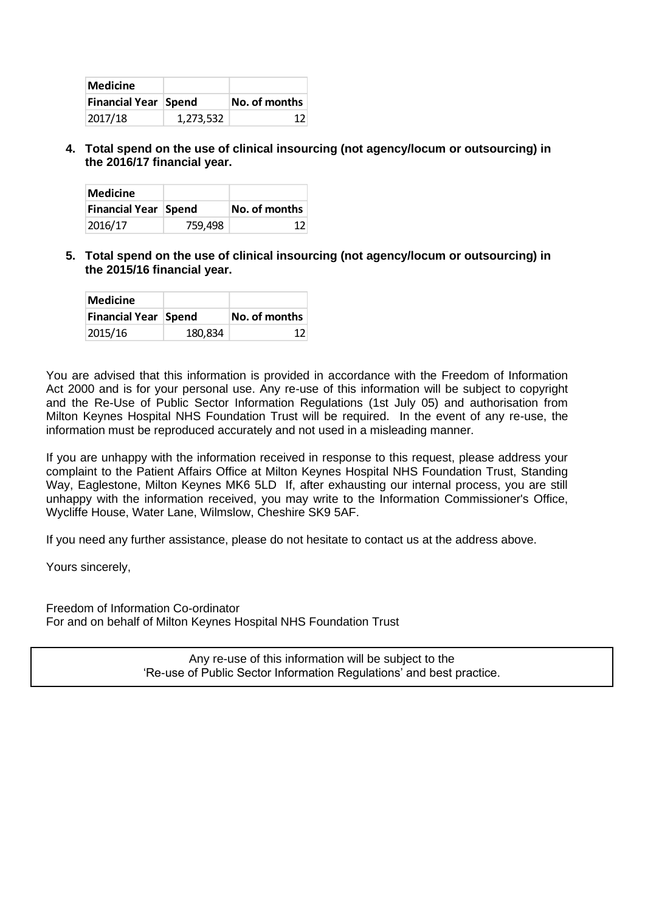| Medicine | | |
| --- | --- | --- |
| **Financial Year** | **Spend** | **No. of months** |
| 2017/18 | 1,273,532 | 12 |

**4. Total spend on the use of clinical insourcing (not agency/locum or outsourcing) in the 2016/17 financial year.**

| Medicine | | |
| --- | --- | --- |
| **Financial Year** | **Spend** | **No. of months** |
| 2016/17 | 759,498 | 12 |

**5. Total spend on the use of clinical insourcing (not agency/locum or outsourcing) in the 2015/16 financial year.**

| Medicine | | |
| --- | --- | --- |
| **Financial Year** | **Spend** | **No. of months** |
| 2015/16 | 180,834 | 12 |

You are advised that this information is provided in accordance with the Freedom of Information Act 2000 and is for your personal use. Any re-use of this information will be subject to copyright and the Re-Use of Public Sector Information Regulations (1st July 05) and authorisation from Milton Keynes Hospital NHS Foundation Trust will be required. In the event of any re-use, the information must be reproduced accurately and not used in a misleading manner.

If you are unhappy with the information received in response to this request, please address your complaint to the Patient Affairs Office at Milton Keynes Hospital NHS Foundation Trust, Standing Way, Eaglestone, Milton Keynes MK6 5LD If, after exhausting our internal process, you are still unhappy with the information received, you may write to the Information Commissioner's Office, Wycliffe House, Water Lane, Wilmslow, Cheshire SK9 5AF.

If you need any further assistance, please do not hesitate to contact us at the address above.

Yours sincerely,

Freedom of Information Co-ordinator
For and on behalf of Milton Keynes Hospital NHS Foundation Trust

Any re-use of this information will be subject to the 'Re-use of Public Sector Information Regulations' and best practice.